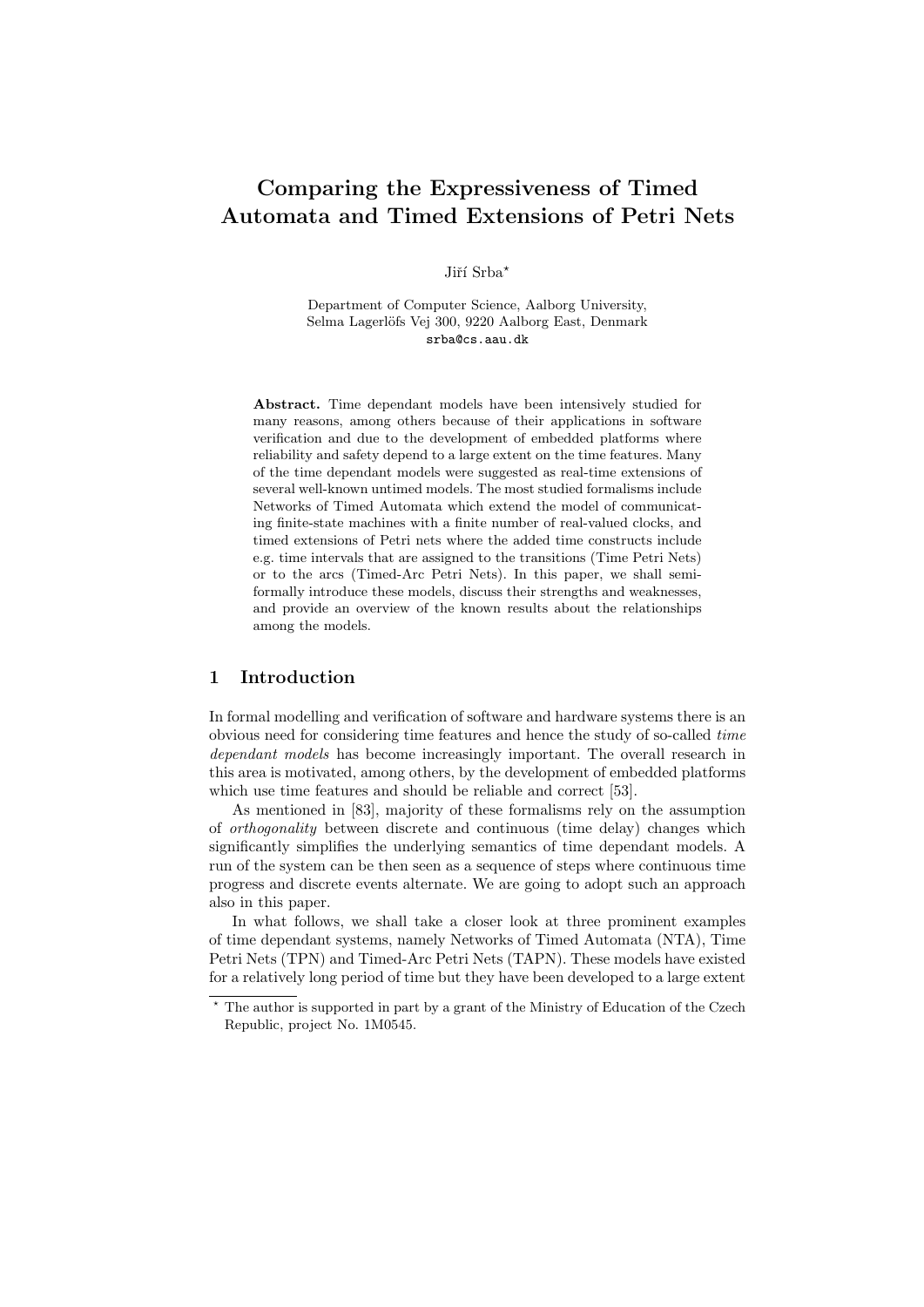# Comparing the Expressiveness of Timed Automata and Timed Extensions of Petri Nets

Jiří Srba*

Department of Computer Science, Aalborg University,
Selma Lagerlöfs Vej 300, 9220 Aalborg East, Denmark
srba@cs.aau.dk

**Abstract.** Time dependant models have been intensively studied for many reasons, among others because of their applications in software verification and due to the development of embedded platforms where reliability and safety depend to a large extent on the time features. Many of the time dependant models were suggested as real-time extensions of several well-known untimed models. The most studied formalisms include Networks of Timed Automata which extend the model of communicating finite-state machines with a finite number of real-valued clocks, and timed extensions of Petri nets where the added time constructs include e.g. time intervals that are assigned to the transitions (Time Petri Nets) or to the arcs (Timed-Arc Petri Nets). In this paper, we shall semi-formally introduce these models, discuss their strengths and weaknesses, and provide an overview of the known results about the relationships among the models.

## 1 Introduction

In formal modelling and verification of software and hardware systems there is an obvious need for considering time features and hence the study of so-called *time dependant models* has become increasingly important. The overall research in this area is motivated, among others, by the development of embedded platforms which use time features and should be reliable and correct [53].

As mentioned in [83], majority of these formalisms rely on the assumption of *orthogonality* between discrete and continuous (time delay) changes which significantly simplifies the underlying semantics of time dependant models. A run of the system can be then seen as a sequence of steps where continuous time progress and discrete events alternate. We are going to adopt such an approach also in this paper.

In what follows, we shall take a closer look at three prominent examples of time dependant systems, namely Networks of Timed Automata (NTA), Time Petri Nets (TPN) and Timed-Arc Petri Nets (TAPN). These models have existed for a relatively long period of time but they have been developed to a large extent

* The author is supported in part by a grant of the Ministry of Education of the Czech Republic, project No. 1M0545.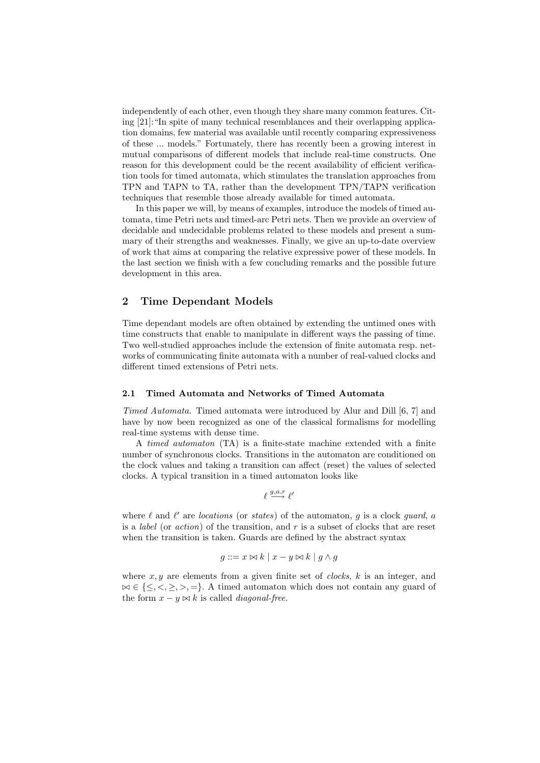independently of each other, even though they share many common features. Citing [21]: "In spite of many technical resemblances and their overlapping application domains, few material was available until recently comparing expressiveness of these ... models." Fortunately, there has recently been a growing interest in mutual comparisons of different models that include real-time constructs. One reason for this development could be the recent availability of efficient verification tools for timed automata, which stimulates the translation approaches from TPN and TAPN to TA, rather than the development TPN/TAPN verification techniques that resemble those already available for timed automata.

In this paper we will, by means of examples, introduce the models of timed automata, time Petri nets and timed-arc Petri nets. Then we provide an overview of decidable and undecidable problems related to these models and present a summary of their strengths and weaknesses. Finally, we give an up-to-date overview of work that aims at comparing the relative expressive power of these models. In the last section we finish with a few concluding remarks and the possible future development in this area.

## 2 Time Dependant Models

Time dependant models are often obtained by extending the untimed ones with time constructs that enable to manipulate in different ways the passing of time. Two well-studied approaches include the extension of finite automata resp. networks of communicating finite automata with a number of real-valued clocks and different timed extensions of Petri nets.

### 2.1 Timed Automata and Networks of Timed Automata

*Timed Automata.* Timed automata were introduced by Alur and Dill [6, 7] and have by now been recognized as one of the classical formalisms for modelling real-time systems with dense time.

A *timed automaton* (TA) is a finite-state machine extended with a finite number of synchronous clocks. Transitions in the automaton are conditioned on the clock values and taking a transition can affect (reset) the values of selected clocks. A typical transition in a timed automaton looks like

$$\ell \xrightarrow{g,a,r} \ell'$$

where $\ell$ and $\ell'$ are *locations* (or *states*) of the automaton, $g$ is a clock *guard*, $a$ is a *label* (or *action*) of the transition, and $r$ is a subset of clocks that are reset when the transition is taken. Guards are defined by the abstract syntax

$$g ::= x \bowtie k \mid x - y \bowtie k \mid g \wedge g$$

where $x, y$ are elements from a given finite set of *clocks*, $k$ is an integer, and $\bowtie \in \{\leq, <, \geq, >, =\}$. A timed automaton which does not contain any guard of the form $x - y \bowtie k$ is called *diagonal-free*.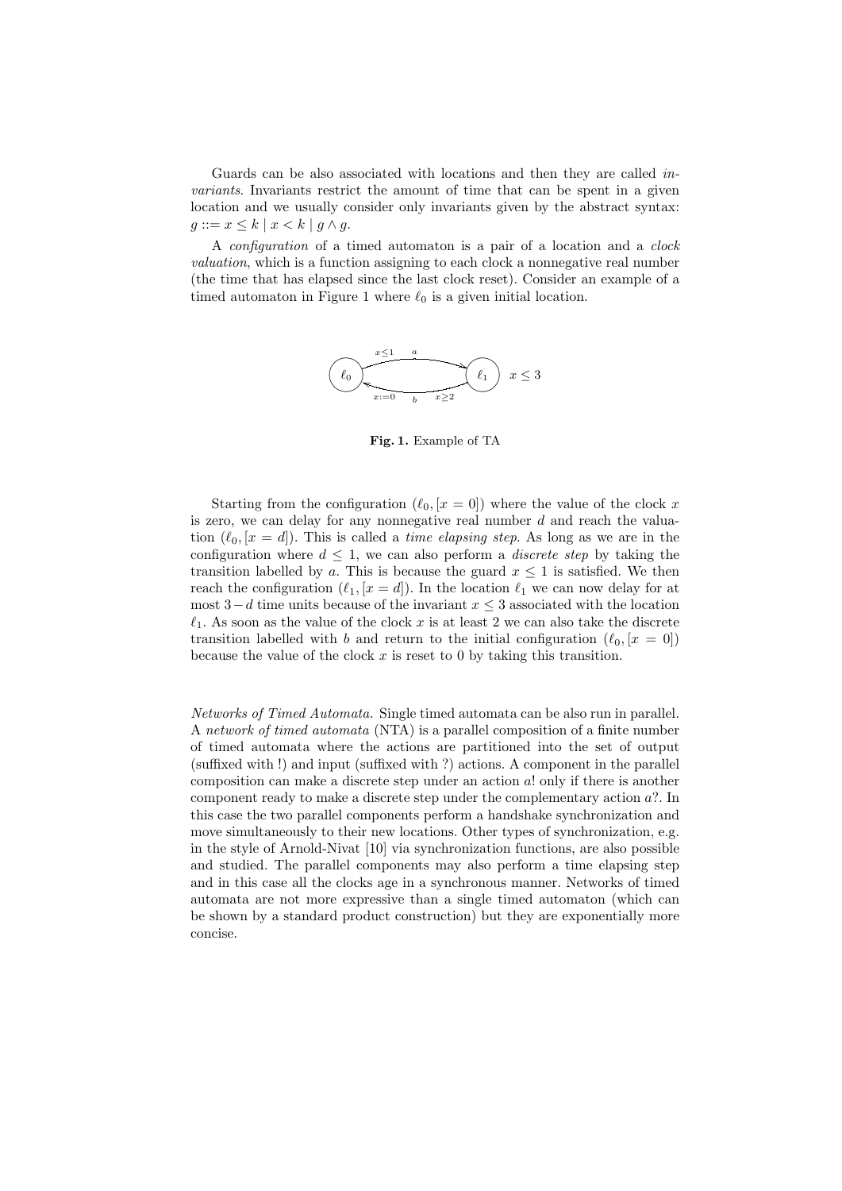Guards can be also associated with locations and then they are called *invariants*. Invariants restrict the amount of time that can be spent in a given location and we usually consider only invariants given by the abstract syntax: $g ::= x \leq k \mid x < k \mid g \wedge g$.

A *configuration* of a timed automaton is a pair of a location and a *clock valuation*, which is a function assigning to each clock a nonnegative real number (the time that has elapsed since the last clock reset). Consider an example of a timed automaton in Figure 1 where $\ell_0$ is a given initial location.

**Fig. 1.** Example of TA

Starting from the configuration $(\ell_0, [x = 0])$ where the value of the clock $x$ is zero, we can delay for any nonnegative real number $d$ and reach the valuation $(\ell_0, [x = d])$. This is called a *time elapsing step*. As long as we are in the configuration where $d \leq 1$, we can also perform a *discrete step* by taking the transition labelled by $a$. This is because the guard $x \leq 1$ is satisfied. We then reach the configuration $(\ell_1, [x = d])$. In the location $\ell_1$ we can now delay for at most $3-d$ time units because of the invariant $x \leq 3$ associated with the location $\ell_1$. As soon as the value of the clock $x$ is at least 2 we can also take the discrete transition labelled with $b$ and return to the initial configuration $(\ell_0, [x = 0])$ because the value of the clock $x$ is reset to 0 by taking this transition.

*Networks of Timed Automata.* Single timed automata can be also run in parallel. A *network of timed automata* (NTA) is a parallel composition of a finite number of timed automata where the actions are partitioned into the set of output (suffixed with !) and input (suffixed with ?) actions. A component in the parallel composition can make a discrete step under an action $a!$ only if there is another component ready to make a discrete step under the complementary action $a?$. In this case the two parallel components perform a handshake synchronization and move simultaneously to their new locations. Other types of synchronization, e.g. in the style of Arnold-Nivat [10] via synchronization functions, are also possible and studied. The parallel components may also perform a time elapsing step and in this case all the clocks age in a synchronous manner. Networks of timed automata are not more expressive than a single timed automaton (which can be shown by a standard product construction) but they are exponentially more concise.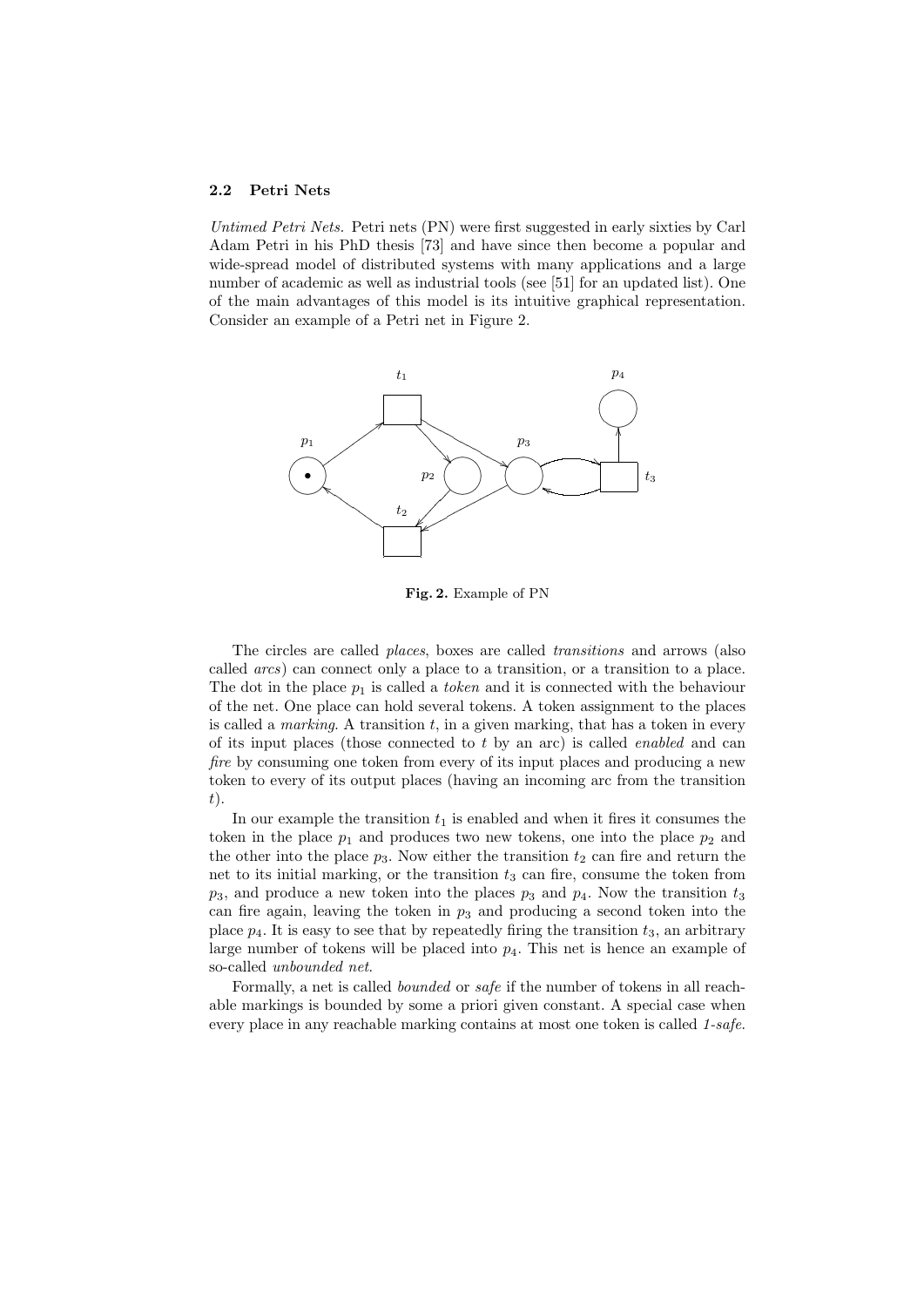### 2.2 Petri Nets

*Untimed Petri Nets.* Petri nets (PN) were first suggested in early sixties by Carl Adam Petri in his PhD thesis [73] and have since then become a popular and wide-spread model of distributed systems with many applications and a large number of academic as well as industrial tools (see [51] for an updated list). One of the main advantages of this model is its intuitive graphical representation. Consider an example of a Petri net in Figure 2.

**Fig. 2.** Example of PN

The circles are called *places*, boxes are called *transitions* and arrows (also called *arcs*) can connect only a place to a transition, or a transition to a place. The dot in the place $p_1$ is called a *token* and it is connected with the behaviour of the net. One place can hold several tokens. A token assignment to the places is called a *marking*. A transition $t$, in a given marking, that has a token in every of its input places (those connected to $t$ by an arc) is called *enabled* and can *fire* by consuming one token from every of its input places and producing a new token to every of its output places (having an incoming arc from the transition $t$).

In our example the transition $t_1$ is enabled and when it fires it consumes the token in the place $p_1$ and produces two new tokens, one into the place $p_2$ and the other into the place $p_3$. Now either the transition $t_2$ can fire and return the net to its initial marking, or the transition $t_3$ can fire, consume the token from $p_3$, and produce a new token into the places $p_3$ and $p_4$. Now the transition $t_3$ can fire again, leaving the token in $p_3$ and producing a second token into the place $p_4$. It is easy to see that by repeatedly firing the transition $t_3$, an arbitrary large number of tokens will be placed into $p_4$. This net is hence an example of so-called *unbounded net*.

Formally, a net is called *bounded* or *safe* if the number of tokens in all reachable markings is bounded by some a priori given constant. A special case when every place in any reachable marking contains at most one token is called *1-safe*.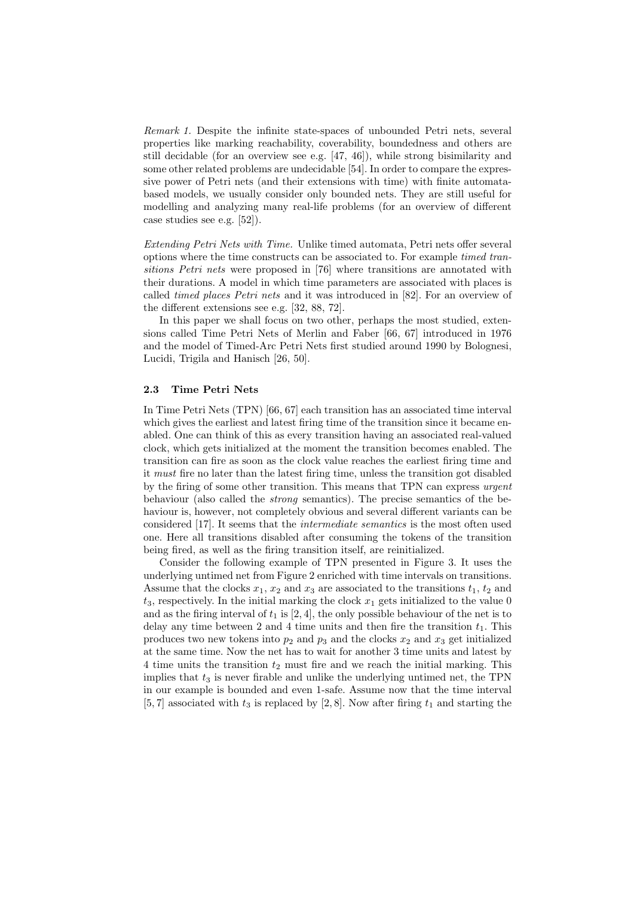*Remark 1.* Despite the infinite state-spaces of unbounded Petri nets, several properties like marking reachability, coverability, boundedness and others are still decidable (for an overview see e.g. [47, 46]), while strong bisimilarity and some other related problems are undecidable [54]. In order to compare the expressive power of Petri nets (and their extensions with time) with finite automata-based models, we usually consider only bounded nets. They are still useful for modelling and analyzing many real-life problems (for an overview of different case studies see e.g. [52]).

*Extending Petri Nets with Time.* Unlike timed automata, Petri nets offer several options where the time constructs can be associated to. For example *timed transitions Petri nets* were proposed in [76] where transitions are annotated with their durations. A model in which time parameters are associated with places is called *timed places Petri nets* and it was introduced in [82]. For an overview of the different extensions see e.g. [32, 88, 72].

In this paper we shall focus on two other, perhaps the most studied, extensions called Time Petri Nets of Merlin and Faber [66, 67] introduced in 1976 and the model of Timed-Arc Petri Nets first studied around 1990 by Bolognesi, Lucidi, Trigila and Hanisch [26, 50].

### 2.3 Time Petri Nets

In Time Petri Nets (TPN) [66, 67] each transition has an associated time interval which gives the earliest and latest firing time of the transition since it became enabled. One can think of this as every transition having an associated real-valued clock, which gets initialized at the moment the transition becomes enabled. The transition can fire as soon as the clock value reaches the earliest firing time and it *must* fire no later than the latest firing time, unless the transition got disabled by the firing of some other transition. This means that TPN can express *urgent* behaviour (also called the *strong* semantics). The precise semantics of the behaviour is, however, not completely obvious and several different variants can be considered [17]. It seems that the *intermediate semantics* is the most often used one. Here all transitions disabled after consuming the tokens of the transition being fired, as well as the firing transition itself, are reinitialized.

Consider the following example of TPN presented in Figure 3. It uses the underlying untimed net from Figure 2 enriched with time intervals on transitions. Assume that the clocks $x_1$, $x_2$ and $x_3$ are associated to the transitions $t_1$, $t_2$ and $t_3$, respectively. In the initial marking the clock $x_1$ gets initialized to the value 0 and as the firing interval of $t_1$ is $[2, 4]$, the only possible behaviour of the net is to delay any time between 2 and 4 time units and then fire the transition $t_1$. This produces two new tokens into $p_2$ and $p_3$ and the clocks $x_2$ and $x_3$ get initialized at the same time. Now the net has to wait for another 3 time units and latest by 4 time units the transition $t_2$ must fire and we reach the initial marking. This implies that $t_3$ is never firable and unlike the underlying untimed net, the TPN in our example is bounded and even 1-safe. Assume now that the time interval $[5, 7]$ associated with $t_3$ is replaced by $[2, 8]$. Now after firing $t_1$ and starting the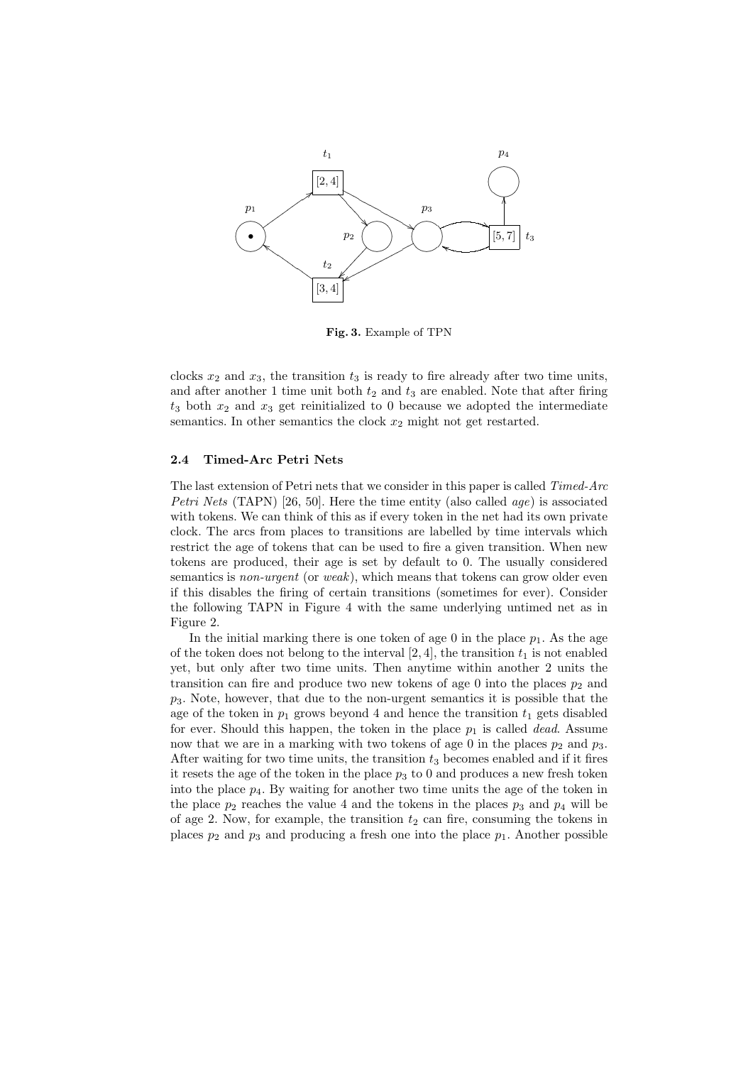**Fig. 3.** Example of TPN

clocks $x_2$ and $x_3$, the transition $t_3$ is ready to fire already after two time units, and after another 1 time unit both $t_2$ and $t_3$ are enabled. Note that after firing $t_3$ both $x_2$ and $x_3$ get reinitialized to 0 because we adopted the intermediate semantics. In other semantics the clock $x_2$ might not get restarted.

### 2.4 Timed-Arc Petri Nets

The last extension of Petri nets that we consider in this paper is called *Timed-Arc Petri Nets* (TAPN) [26, 50]. Here the time entity (also called *age*) is associated with tokens. We can think of this as if every token in the net had its own private clock. The arcs from places to transitions are labelled by time intervals which restrict the age of tokens that can be used to fire a given transition. When new tokens are produced, their age is set by default to 0. The usually considered semantics is *non-urgent* (or *weak*), which means that tokens can grow older even if this disables the firing of certain transitions (sometimes for ever). Consider the following TAPN in Figure 4 with the same underlying untimed net as in Figure 2.

In the initial marking there is one token of age 0 in the place $p_1$. As the age of the token does not belong to the interval $[2, 4]$, the transition $t_1$ is not enabled yet, but only after two time units. Then anytime within another 2 units the transition can fire and produce two new tokens of age 0 into the places $p_2$ and $p_3$. Note, however, that due to the non-urgent semantics it is possible that the age of the token in $p_1$ grows beyond 4 and hence the transition $t_1$ gets disabled for ever. Should this happen, the token in the place $p_1$ is called *dead*. Assume now that we are in a marking with two tokens of age 0 in the places $p_2$ and $p_3$. After waiting for two time units, the transition $t_3$ becomes enabled and if it fires it resets the age of the token in the place $p_3$ to 0 and produces a new fresh token into the place $p_4$. By waiting for another two time units the age of the token in the place $p_2$ reaches the value 4 and the tokens in the places $p_3$ and $p_4$ will be of age 2. Now, for example, the transition $t_2$ can fire, consuming the tokens in places $p_2$ and $p_3$ and producing a fresh one into the place $p_1$. Another possible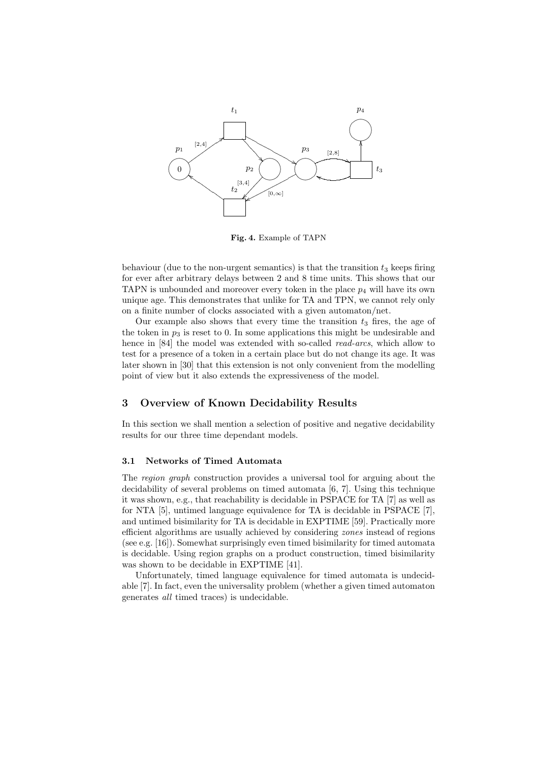**Fig. 4.** Example of TAPN

behaviour (due to the non-urgent semantics) is that the transition $t_3$ keeps firing for ever after arbitrary delays between 2 and 8 time units. This shows that our TAPN is unbounded and moreover every token in the place $p_4$ will have its own unique age. This demonstrates that unlike for TA and TPN, we cannot rely only on a finite number of clocks associated with a given automaton/net.

Our example also shows that every time the transition $t_3$ fires, the age of the token in $p_3$ is reset to 0. In some applications this might be undesirable and hence in [84] the model was extended with so-called *read-arcs*, which allow to test for a presence of a token in a certain place but do not change its age. It was later shown in [30] that this extension is not only convenient from the modelling point of view but it also extends the expressiveness of the model.

## 3 Overview of Known Decidability Results

In this section we shall mention a selection of positive and negative decidability results for our three time dependant models.

### 3.1 Networks of Timed Automata

The *region graph* construction provides a universal tool for arguing about the decidability of several problems on timed automata [6, 7]. Using this technique it was shown, e.g., that reachability is decidable in PSPACE for TA [7] as well as for NTA [5], untimed language equivalence for TA is decidable in PSPACE [7], and untimed bisimilarity for TA is decidable in EXPTIME [59]. Practically more efficient algorithms are usually achieved by considering *zones* instead of regions (see e.g. [16]). Somewhat surprisingly even timed bisimilarity for timed automata is decidable. Using region graphs on a product construction, timed bisimilarity was shown to be decidable in EXPTIME [41].

Unfortunately, timed language equivalence for timed automata is undecidable [7]. In fact, even the universality problem (whether a given timed automaton generates *all* timed traces) is undecidable.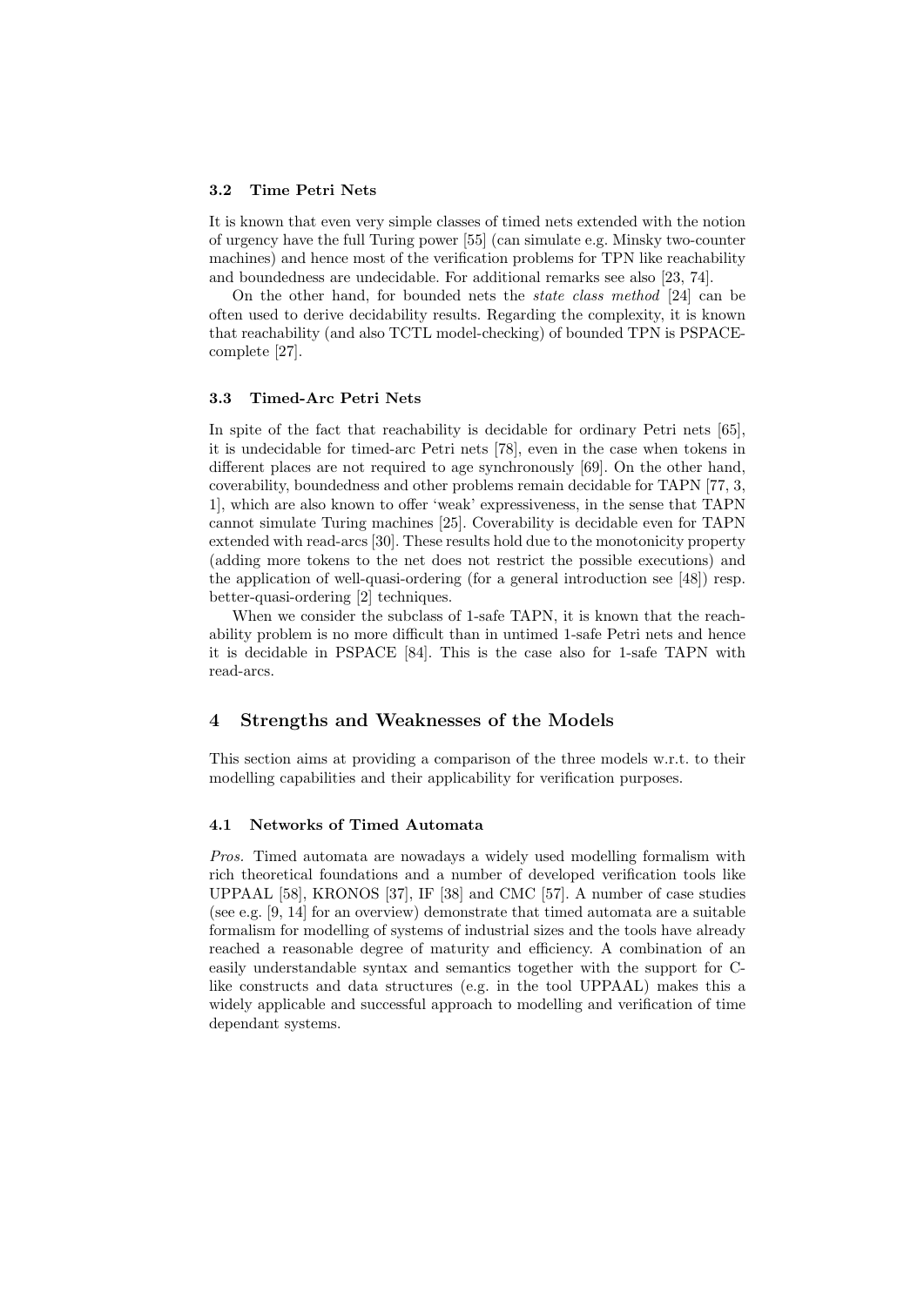### 3.2 Time Petri Nets

It is known that even very simple classes of timed nets extended with the notion of urgency have the full Turing power [55] (can simulate e.g. Minsky two-counter machines) and hence most of the verification problems for TPN like reachability and boundedness are undecidable. For additional remarks see also [23, 74].

On the other hand, for bounded nets the *state class method* [24] can be often used to derive decidability results. Regarding the complexity, it is known that reachability (and also TCTL model-checking) of bounded TPN is PSPACE-complete [27].

### 3.3 Timed-Arc Petri Nets

In spite of the fact that reachability is decidable for ordinary Petri nets [65], it is undecidable for timed-arc Petri nets [78], even in the case when tokens in different places are not required to age synchronously [69]. On the other hand, coverability, boundedness and other problems remain decidable for TAPN [77, 3, 1], which are also known to offer 'weak' expressiveness, in the sense that TAPN cannot simulate Turing machines [25]. Coverability is decidable even for TAPN extended with read-arcs [30]. These results hold due to the monotonicity property (adding more tokens to the net does not restrict the possible executions) and the application of well-quasi-ordering (for a general introduction see [48]) resp. better-quasi-ordering [2] techniques.

When we consider the subclass of 1-safe TAPN, it is known that the reachability problem is no more difficult than in untimed 1-safe Petri nets and hence it is decidable in PSPACE [84]. This is the case also for 1-safe TAPN with read-arcs.

## 4 Strengths and Weaknesses of the Models

This section aims at providing a comparison of the three models w.r.t. to their modelling capabilities and their applicability for verification purposes.

### 4.1 Networks of Timed Automata

*Pros.* Timed automata are nowadays a widely used modelling formalism with rich theoretical foundations and a number of developed verification tools like UPPAAL [58], KRONOS [37], IF [38] and CMC [57]. A number of case studies (see e.g. [9, 14] for an overview) demonstrate that timed automata are a suitable formalism for modelling of systems of industrial sizes and the tools have already reached a reasonable degree of maturity and efficiency. A combination of an easily understandable syntax and semantics together with the support for C-like constructs and data structures (e.g. in the tool UPPAAL) makes this a widely applicable and successful approach to modelling and verification of time dependant systems.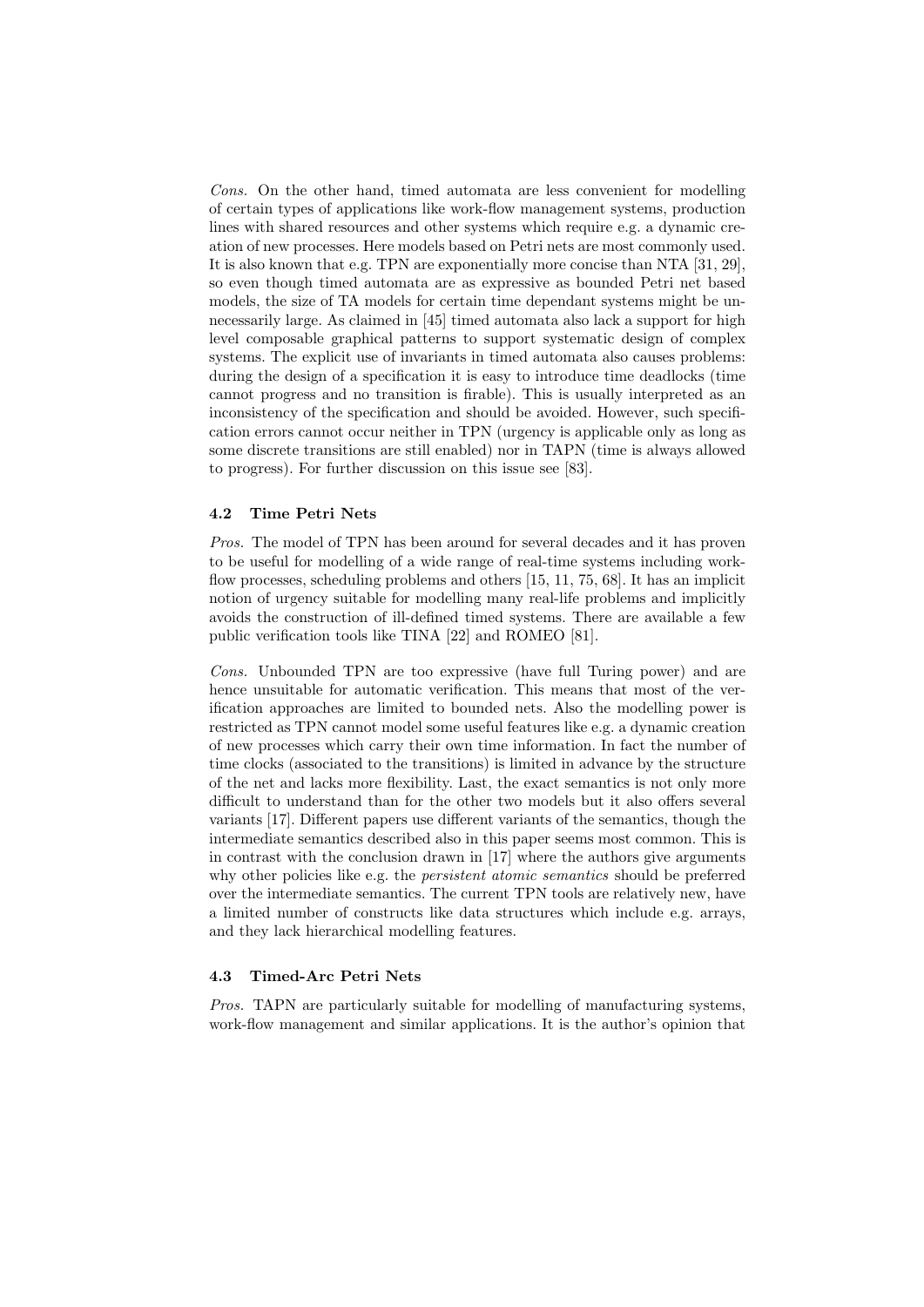*Cons.* On the other hand, timed automata are less convenient for modelling of certain types of applications like work-flow management systems, production lines with shared resources and other systems which require e.g. a dynamic creation of new processes. Here models based on Petri nets are most commonly used. It is also known that e.g. TPN are exponentially more concise than NTA [31, 29], so even though timed automata are as expressive as bounded Petri net based models, the size of TA models for certain time dependant systems might be unnecessarily large. As claimed in [45] timed automata also lack a support for high level composable graphical patterns to support systematic design of complex systems. The explicit use of invariants in timed automata also causes problems: during the design of a specification it is easy to introduce time deadlocks (time cannot progress and no transition is firable). This is usually interpreted as an inconsistency of the specification and should be avoided. However, such specification errors cannot occur neither in TPN (urgency is applicable only as long as some discrete transitions are still enabled) nor in TAPN (time is always allowed to progress). For further discussion on this issue see [83].

### 4.2 Time Petri Nets

*Pros.* The model of TPN has been around for several decades and it has proven to be useful for modelling of a wide range of real-time systems including work-flow processes, scheduling problems and others [15, 11, 75, 68]. It has an implicit notion of urgency suitable for modelling many real-life problems and implicitly avoids the construction of ill-defined timed systems. There are available a few public verification tools like TINA [22] and ROMEO [81].

*Cons.* Unbounded TPN are too expressive (have full Turing power) and are hence unsuitable for automatic verification. This means that most of the verification approaches are limited to bounded nets. Also the modelling power is restricted as TPN cannot model some useful features like e.g. a dynamic creation of new processes which carry their own time information. In fact the number of time clocks (associated to the transitions) is limited in advance by the structure of the net and lacks more flexibility. Last, the exact semantics is not only more difficult to understand than for the other two models but it also offers several variants [17]. Different papers use different variants of the semantics, though the intermediate semantics described also in this paper seems most common. This is in contrast with the conclusion drawn in [17] where the authors give arguments why other policies like e.g. the *persistent atomic semantics* should be preferred over the intermediate semantics. The current TPN tools are relatively new, have a limited number of constructs like data structures which include e.g. arrays, and they lack hierarchical modelling features.

### 4.3 Timed-Arc Petri Nets

*Pros.* TAPN are particularly suitable for modelling of manufacturing systems, work-flow management and similar applications. It is the author's opinion that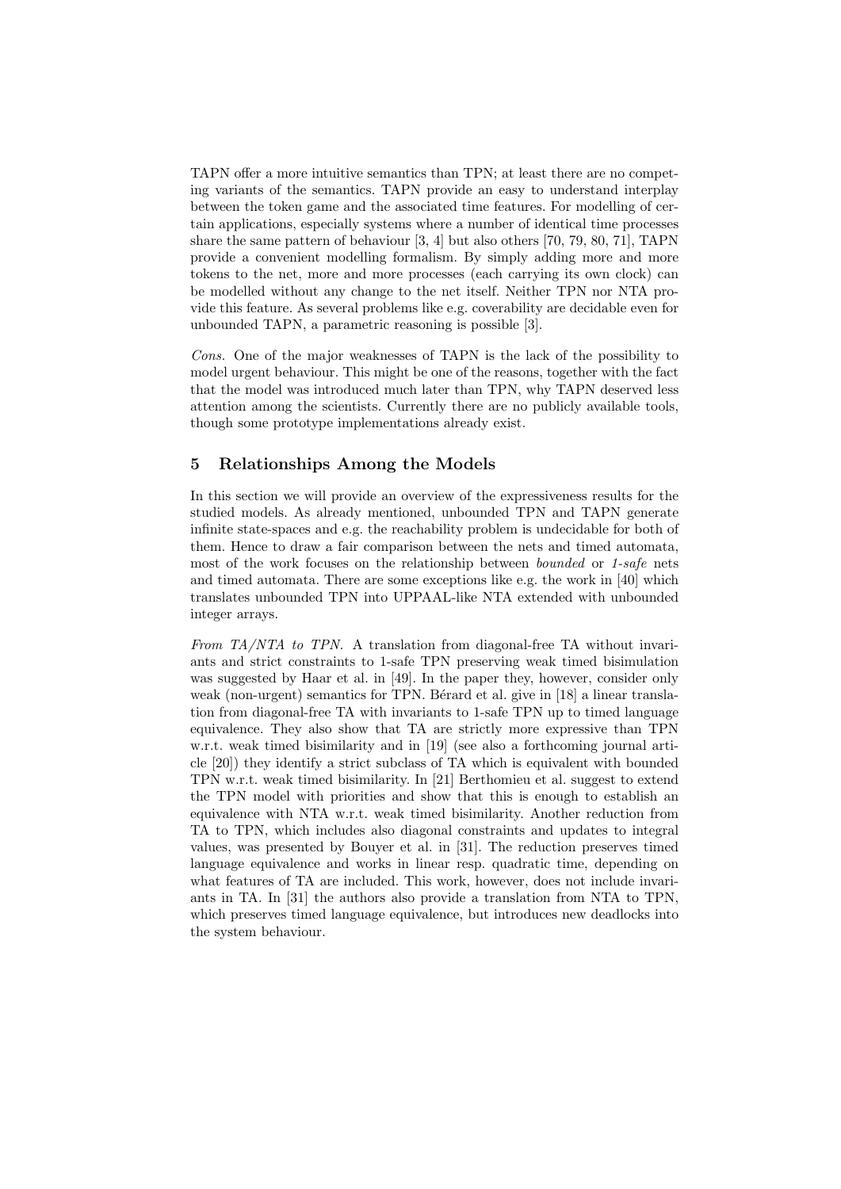TAPN offer a more intuitive semantics than TPN; at least there are no competing variants of the semantics. TAPN provide an easy to understand interplay between the token game and the associated time features. For modelling of certain applications, especially systems where a number of identical time processes share the same pattern of behaviour [3, 4] but also others [70, 79, 80, 71], TAPN provide a convenient modelling formalism. By simply adding more and more tokens to the net, more and more processes (each carrying its own clock) can be modelled without any change to the net itself. Neither TPN nor NTA provide this feature. As several problems like e.g. coverability are decidable even for unbounded TAPN, a parametric reasoning is possible [3].

*Cons.* One of the major weaknesses of TAPN is the lack of the possibility to model urgent behaviour. This might be one of the reasons, together with the fact that the model was introduced much later than TPN, why TAPN deserved less attention among the scientists. Currently there are no publicly available tools, though some prototype implementations already exist.

## 5 Relationships Among the Models

In this section we will provide an overview of the expressiveness results for the studied models. As already mentioned, unbounded TPN and TAPN generate infinite state-spaces and e.g. the reachability problem is undecidable for both of them. Hence to draw a fair comparison between the nets and timed automata, most of the work focuses on the relationship between *bounded* or *1-safe* nets and timed automata. There are some exceptions like e.g. the work in [40] which translates unbounded TPN into UPPAAL-like NTA extended with unbounded integer arrays.

*From TA/NTA to TPN.* A translation from diagonal-free TA without invariants and strict constraints to 1-safe TPN preserving weak timed bisimulation was suggested by Haar et al. in [49]. In the paper they, however, consider only weak (non-urgent) semantics for TPN. Bérard et al. give in [18] a linear translation from diagonal-free TA with invariants to 1-safe TPN up to timed language equivalence. They also show that TA are strictly more expressive than TPN w.r.t. weak timed bisimilarity and in [19] (see also a forthcoming journal article [20]) they identify a strict subclass of TA which is equivalent with bounded TPN w.r.t. weak timed bisimilarity. In [21] Berthomieu et al. suggest to extend the TPN model with priorities and show that this is enough to establish an equivalence with NTA w.r.t. weak timed bisimilarity. Another reduction from TA to TPN, which includes also diagonal constraints and updates to integral values, was presented by Bouyer et al. in [31]. The reduction preserves timed language equivalence and works in linear resp. quadratic time, depending on what features of TA are included. This work, however, does not include invariants in TA. In [31] the authors also provide a translation from NTA to TPN, which preserves timed language equivalence, but introduces new deadlocks into the system behaviour.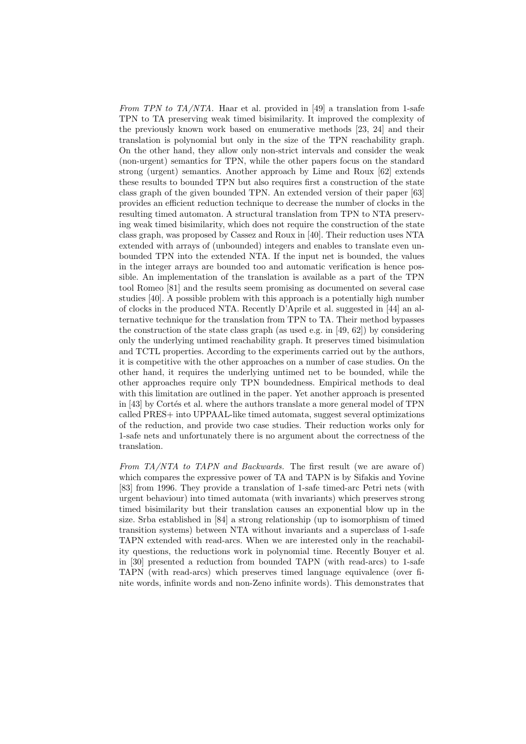*From TPN to TA/NTA.* Haar et al. provided in [49] a translation from 1-safe TPN to TA preserving weak timed bisimilarity. It improved the complexity of the previously known work based on enumerative methods [23, 24] and their translation is polynomial but only in the size of the TPN reachability graph. On the other hand, they allow only non-strict intervals and consider the weak (non-urgent) semantics for TPN, while the other papers focus on the standard strong (urgent) semantics. Another approach by Lime and Roux [62] extends these results to bounded TPN but also requires first a construction of the state class graph of the given bounded TPN. An extended version of their paper [63] provides an efficient reduction technique to decrease the number of clocks in the resulting timed automaton. A structural translation from TPN to NTA preserving weak timed bisimilarity, which does not require the construction of the state class graph, was proposed by Cassez and Roux in [40]. Their reduction uses NTA extended with arrays of (unbounded) integers and enables to translate even unbounded TPN into the extended NTA. If the input net is bounded, the values in the integer arrays are bounded too and automatic verification is hence possible. An implementation of the translation is available as a part of the TPN tool Romeo [81] and the results seem promising as documented on several case studies [40]. A possible problem with this approach is a potentially high number of clocks in the produced NTA. Recently D'Aprile et al. suggested in [44] an alternative technique for the translation from TPN to TA. Their method bypasses the construction of the state class graph (as used e.g. in [49, 62]) by considering only the underlying untimed reachability graph. It preserves timed bisimulation and TCTL properties. According to the experiments carried out by the authors, it is competitive with the other approaches on a number of case studies. On the other hand, it requires the underlying untimed net to be bounded, while the other approaches require only TPN boundedness. Empirical methods to deal with this limitation are outlined in the paper. Yet another approach is presented in [43] by Cortés et al. where the authors translate a more general model of TPN called PRES+ into UPPAAL-like timed automata, suggest several optimizations of the reduction, and provide two case studies. Their reduction works only for 1-safe nets and unfortunately there is no argument about the correctness of the translation.

*From TA/NTA to TAPN and Backwards.* The first result (we are aware of) which compares the expressive power of TA and TAPN is by Sifakis and Yovine [83] from 1996. They provide a translation of 1-safe timed-arc Petri nets (with urgent behaviour) into timed automata (with invariants) which preserves strong timed bisimilarity but their translation causes an exponential blow up in the size. Srba established in [84] a strong relationship (up to isomorphism of timed transition systems) between NTA without invariants and a superclass of 1-safe TAPN extended with read-arcs. When we are interested only in the reachability questions, the reductions work in polynomial time. Recently Bouyer et al. in [30] presented a reduction from bounded TAPN (with read-arcs) to 1-safe TAPN (with read-arcs) which preserves timed language equivalence (over finite words, infinite words and non-Zeno infinite words). This demonstrates that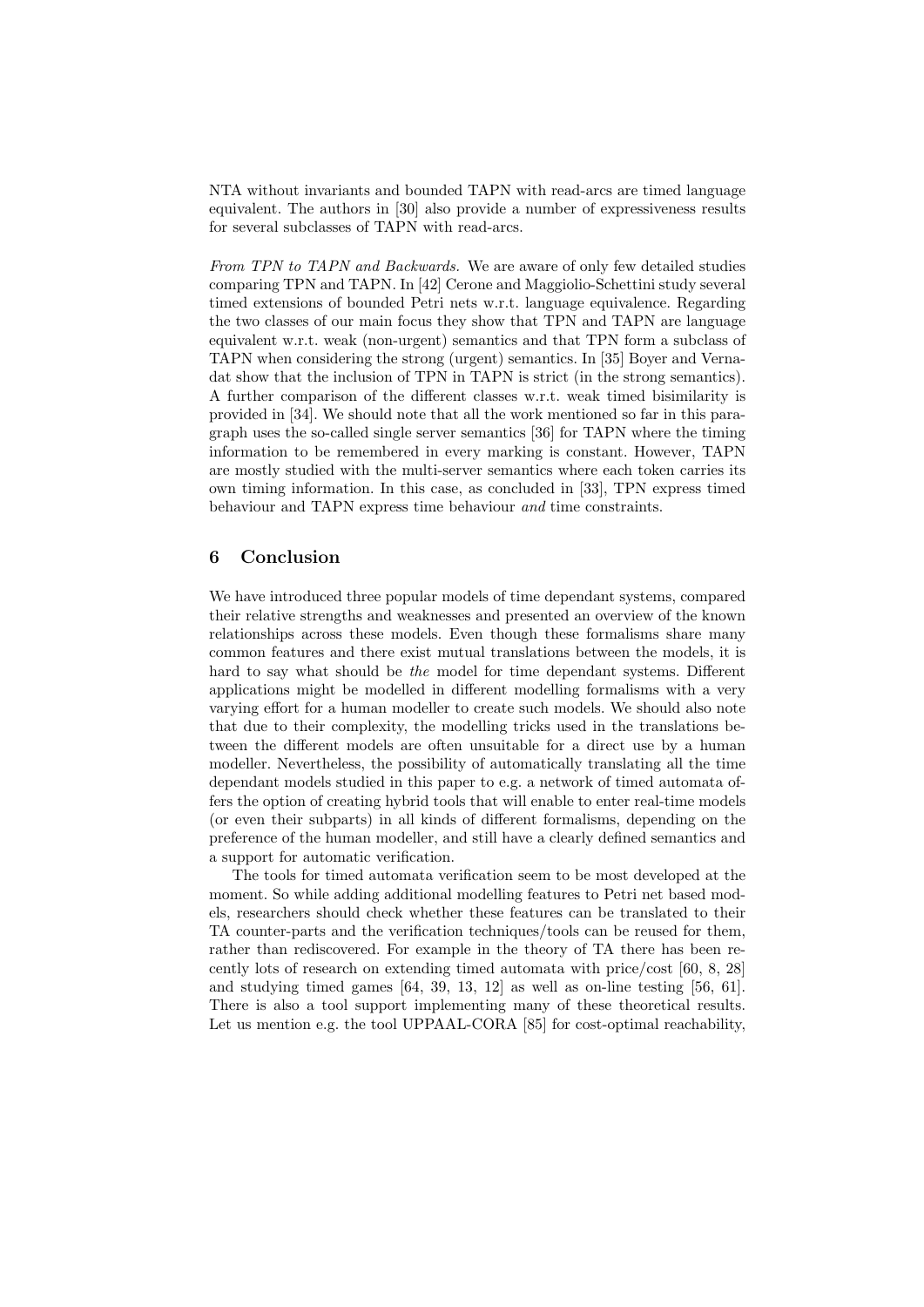NTA without invariants and bounded TAPN with read-arcs are timed language equivalent. The authors in [30] also provide a number of expressiveness results for several subclasses of TAPN with read-arcs.

*From TPN to TAPN and Backwards.* We are aware of only few detailed studies comparing TPN and TAPN. In [42] Cerone and Maggiolio-Schettini study several timed extensions of bounded Petri nets w.r.t. language equivalence. Regarding the two classes of our main focus they show that TPN and TAPN are language equivalent w.r.t. weak (non-urgent) semantics and that TPN form a subclass of TAPN when considering the strong (urgent) semantics. In [35] Boyer and Vernadat show that the inclusion of TPN in TAPN is strict (in the strong semantics). A further comparison of the different classes w.r.t. weak timed bisimilarity is provided in [34]. We should note that all the work mentioned so far in this paragraph uses the so-called single server semantics [36] for TAPN where the timing information to be remembered in every marking is constant. However, TAPN are mostly studied with the multi-server semantics where each token carries its own timing information. In this case, as concluded in [33], TPN express timed behaviour and TAPN express time behaviour *and* time constraints.

## 6 Conclusion

We have introduced three popular models of time dependant systems, compared their relative strengths and weaknesses and presented an overview of the known relationships across these models. Even though these formalisms share many common features and there exist mutual translations between the models, it is hard to say what should be *the* model for time dependant systems. Different applications might be modelled in different modelling formalisms with a very varying effort for a human modeller to create such models. We should also note that due to their complexity, the modelling tricks used in the translations between the different models are often unsuitable for a direct use by a human modeller. Nevertheless, the possibility of automatically translating all the time dependant models studied in this paper to e.g. a network of timed automata offers the option of creating hybrid tools that will enable to enter real-time models (or even their subparts) in all kinds of different formalisms, depending on the preference of the human modeller, and still have a clearly defined semantics and a support for automatic verification.

The tools for timed automata verification seem to be most developed at the moment. So while adding additional modelling features to Petri net based models, researchers should check whether these features can be translated to their TA counter-parts and the verification techniques/tools can be reused for them, rather than rediscovered. For example in the theory of TA there has been recently lots of research on extending timed automata with price/cost [60, 8, 28] and studying timed games [64, 39, 13, 12] as well as on-line testing [56, 61]. There is also a tool support implementing many of these theoretical results. Let us mention e.g. the tool UPPAAL-CORA [85] for cost-optimal reachability,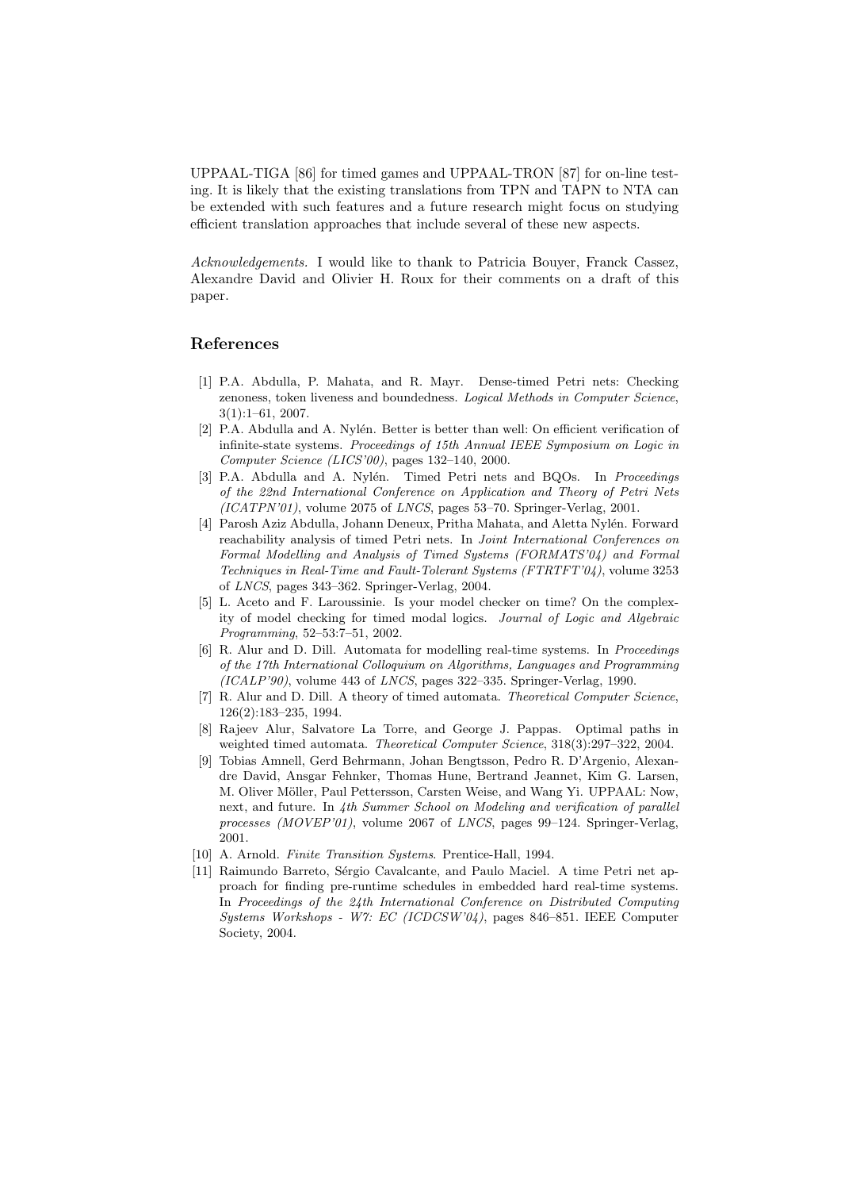UPPAAL-TIGA [86] for timed games and UPPAAL-TRON [87] for on-line testing. It is likely that the existing translations from TPN and TAPN to NTA can be extended with such features and a future research might focus on studying efficient translation approaches that include several of these new aspects.

*Acknowledgements.* I would like to thank to Patricia Bouyer, Franck Cassez, Alexandre David and Olivier H. Roux for their comments on a draft of this paper.

## References

[1] P.A. Abdulla, P. Mahata, and R. Mayr. Dense-timed Petri nets: Checking zenoness, token liveness and boundedness. *Logical Methods in Computer Science*, 3(1):1–61, 2007.

[2] P.A. Abdulla and A. Nylén. Better is better than well: On efficient verification of infinite-state systems. *Proceedings of 15th Annual IEEE Symposium on Logic in Computer Science (LICS'00)*, pages 132–140, 2000.

[3] P.A. Abdulla and A. Nylén. Timed Petri nets and BQOs. In *Proceedings of the 22nd International Conference on Application and Theory of Petri Nets (ICATPN'01)*, volume 2075 of *LNCS*, pages 53–70. Springer-Verlag, 2001.

[4] Parosh Aziz Abdulla, Johann Deneux, Pritha Mahata, and Aletta Nylén. Forward reachability analysis of timed Petri nets. In *Joint International Conferences on Formal Modelling and Analysis of Timed Systems (FORMATS'04) and Formal Techniques in Real-Time and Fault-Tolerant Systems (FTRTFT'04)*, volume 3253 of *LNCS*, pages 343–362. Springer-Verlag, 2004.

[5] L. Aceto and F. Laroussinie. Is your model checker on time? On the complexity of model checking for timed modal logics. *Journal of Logic and Algebraic Programming*, 52–53:7–51, 2002.

[6] R. Alur and D. Dill. Automata for modelling real-time systems. In *Proceedings of the 17th International Colloquium on Algorithms, Languages and Programming (ICALP'90)*, volume 443 of *LNCS*, pages 322–335. Springer-Verlag, 1990.

[7] R. Alur and D. Dill. A theory of timed automata. *Theoretical Computer Science*, 126(2):183–235, 1994.

[8] Rajeev Alur, Salvatore La Torre, and George J. Pappas. Optimal paths in weighted timed automata. *Theoretical Computer Science*, 318(3):297–322, 2004.

[9] Tobias Amnell, Gerd Behrmann, Johan Bengtsson, Pedro R. D'Argenio, Alexandre David, Ansgar Fehnker, Thomas Hune, Bertrand Jeannet, Kim G. Larsen, M. Oliver Möller, Paul Pettersson, Carsten Weise, and Wang Yi. UPPAAL: Now, next, and future. In *4th Summer School on Modeling and verification of parallel processes (MOVEP'01)*, volume 2067 of *LNCS*, pages 99–124. Springer-Verlag, 2001.

[10] A. Arnold. *Finite Transition Systems*. Prentice-Hall, 1994.

[11] Raimundo Barreto, Sérgio Cavalcante, and Paulo Maciel. A time Petri net approach for finding pre-runtime schedules in embedded hard real-time systems. In *Proceedings of the 24th International Conference on Distributed Computing Systems Workshops - W7: EC (ICDCSW'04)*, pages 846–851. IEEE Computer Society, 2004.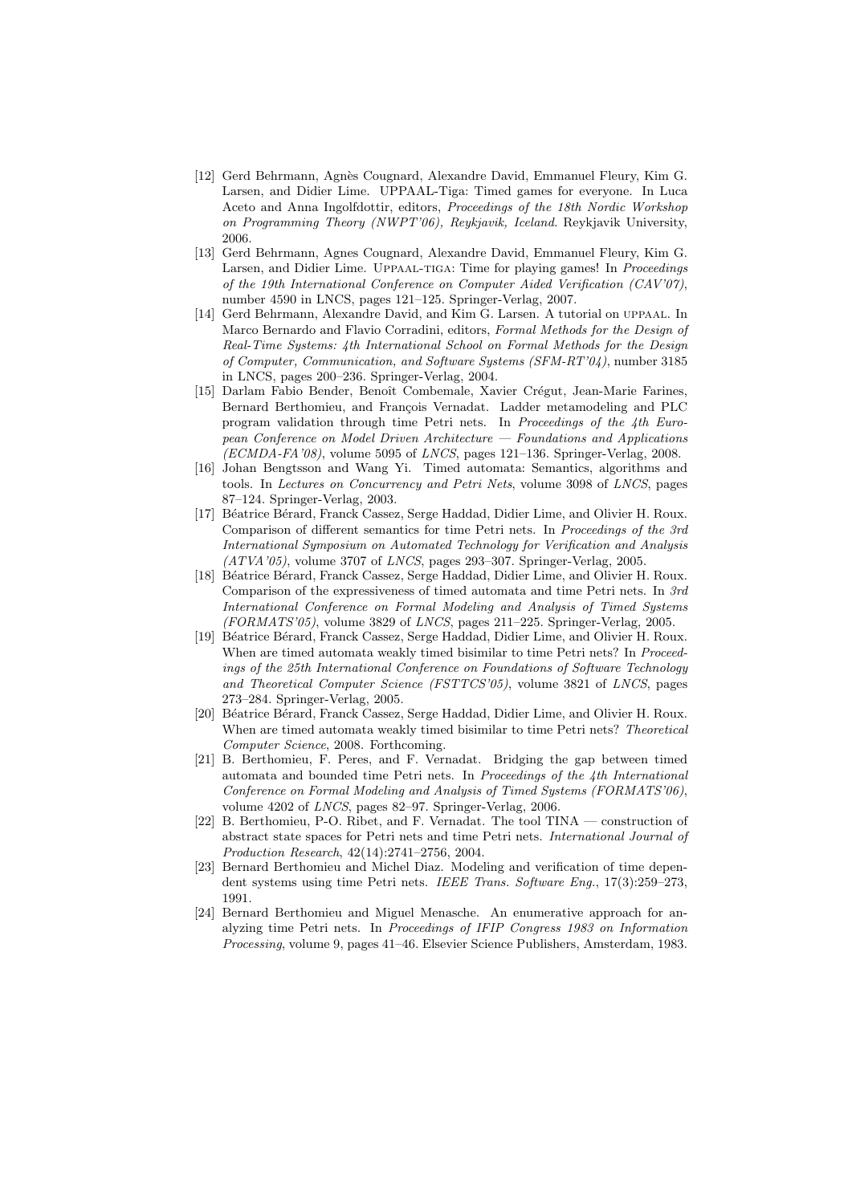[12] Gerd Behrmann, Agnès Cougnard, Alexandre David, Emmanuel Fleury, Kim G. Larsen, and Didier Lime. UPPAAL-Tiga: Timed games for everyone. In Luca Aceto and Anna Ingolfdottir, editors, *Proceedings of the 18th Nordic Workshop on Programming Theory (NWPT'06), Reykjavik, Iceland*. Reykjavik University, 2006.

[13] Gerd Behrmann, Agnes Cougnard, Alexandre David, Emmanuel Fleury, Kim G. Larsen, and Didier Lime. Uppaal-tiga: Time for playing games! In *Proceedings of the 19th International Conference on Computer Aided Verification (CAV'07)*, number 4590 in LNCS, pages 121–125. Springer-Verlag, 2007.

[14] Gerd Behrmann, Alexandre David, and Kim G. Larsen. A tutorial on uppaal. In Marco Bernardo and Flavio Corradini, editors, *Formal Methods for the Design of Real-Time Systems: 4th International School on Formal Methods for the Design of Computer, Communication, and Software Systems (SFM-RT'04)*, number 3185 in LNCS, pages 200–236. Springer-Verlag, 2004.

[15] Darlam Fabio Bender, Benoît Combemale, Xavier Crégut, Jean-Marie Farines, Bernard Berthomieu, and François Vernadat. Ladder metamodeling and PLC program validation through time Petri nets. In *Proceedings of the 4th European Conference on Model Driven Architecture — Foundations and Applications (ECMDA-FA'08)*, volume 5095 of *LNCS*, pages 121–136. Springer-Verlag, 2008.

[16] Johan Bengtsson and Wang Yi. Timed automata: Semantics, algorithms and tools. In *Lectures on Concurrency and Petri Nets*, volume 3098 of *LNCS*, pages 87–124. Springer-Verlag, 2003.

[17] Béatrice Bérard, Franck Cassez, Serge Haddad, Didier Lime, and Olivier H. Roux. Comparison of different semantics for time Petri nets. In *Proceedings of the 3rd International Symposium on Automated Technology for Verification and Analysis (ATVA'05)*, volume 3707 of *LNCS*, pages 293–307. Springer-Verlag, 2005.

[18] Béatrice Bérard, Franck Cassez, Serge Haddad, Didier Lime, and Olivier H. Roux. Comparison of the expressiveness of timed automata and time Petri nets. In *3rd International Conference on Formal Modeling and Analysis of Timed Systems (FORMATS'05)*, volume 3829 of *LNCS*, pages 211–225. Springer-Verlag, 2005.

[19] Béatrice Bérard, Franck Cassez, Serge Haddad, Didier Lime, and Olivier H. Roux. When are timed automata weakly timed bisimilar to time Petri nets? In *Proceedings of the 25th International Conference on Foundations of Software Technology and Theoretical Computer Science (FSTTCS'05)*, volume 3821 of *LNCS*, pages 273–284. Springer-Verlag, 2005.

[20] Béatrice Bérard, Franck Cassez, Serge Haddad, Didier Lime, and Olivier H. Roux. When are timed automata weakly timed bisimilar to time Petri nets? *Theoretical Computer Science*, 2008. Forthcoming.

[21] B. Berthomieu, F. Peres, and F. Vernadat. Bridging the gap between timed automata and bounded time Petri nets. In *Proceedings of the 4th International Conference on Formal Modeling and Analysis of Timed Systems (FORMATS'06)*, volume 4202 of *LNCS*, pages 82–97. Springer-Verlag, 2006.

[22] B. Berthomieu, P-O. Ribet, and F. Vernadat. The tool TINA — construction of abstract state spaces for Petri nets and time Petri nets. *International Journal of Production Research*, 42(14):2741–2756, 2004.

[23] Bernard Berthomieu and Michel Diaz. Modeling and verification of time dependent systems using time Petri nets. *IEEE Trans. Software Eng.*, 17(3):259–273, 1991.

[24] Bernard Berthomieu and Miguel Menasche. An enumerative approach for analyzing time Petri nets. In *Proceedings of IFIP Congress 1983 on Information Processing*, volume 9, pages 41–46. Elsevier Science Publishers, Amsterdam, 1983.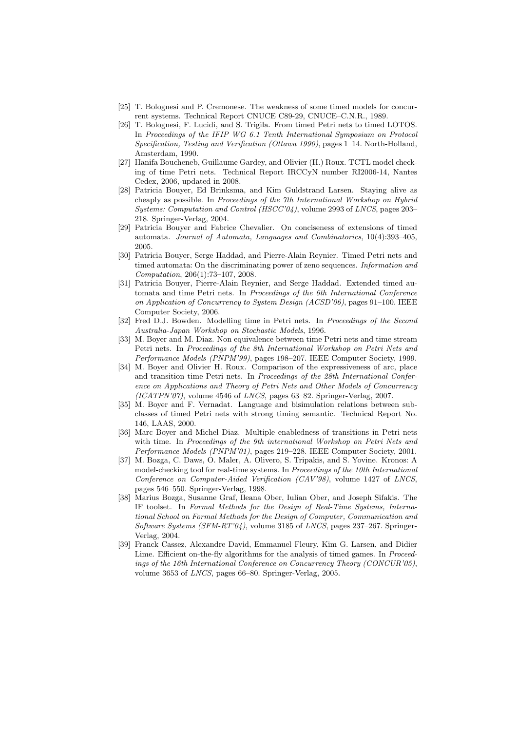[25] T. Bolognesi and P. Cremonese. The weakness of some timed models for concurrent systems. Technical Report CNUCE C89-29, CNUCE–C.N.R., 1989.

[26] T. Bolognesi, F. Lucidi, and S. Trigila. From timed Petri nets to timed LOTOS. In *Proceedings of the IFIP WG 6.1 Tenth International Symposium on Protocol Specification, Testing and Verification (Ottawa 1990)*, pages 1–14. North-Holland, Amsterdam, 1990.

[27] Hanifa Boucheneb, Guillaume Gardey, and Olivier (H.) Roux. TCTL model checking of time Petri nets. Technical Report IRCCyN number RI2006-14, Nantes Cedex, 2006, updated in 2008.

[28] Patricia Bouyer, Ed Brinksma, and Kim Guldstrand Larsen. Staying alive as cheaply as possible. In *Proceedings of the 7th International Workshop on Hybrid Systems: Computation and Control (HSCC'04)*, volume 2993 of *LNCS*, pages 203–218. Springer-Verlag, 2004.

[29] Patricia Bouyer and Fabrice Chevalier. On conciseness of extensions of timed automata. *Journal of Automata, Languages and Combinatorics*, 10(4):393–405, 2005.

[30] Patricia Bouyer, Serge Haddad, and Pierre-Alain Reynier. Timed Petri nets and timed automata: On the discriminating power of zeno sequences. *Information and Computation*, 206(1):73–107, 2008.

[31] Patricia Bouyer, Pierre-Alain Reynier, and Serge Haddad. Extended timed automata and time Petri nets. In *Proceedings of the 6th International Conference on Application of Concurrency to System Design (ACSD'06)*, pages 91–100. IEEE Computer Society, 2006.

[32] Fred D.J. Bowden. Modelling time in Petri nets. In *Proceedings of the Second Australia-Japan Workshop on Stochastic Models*, 1996.

[33] M. Boyer and M. Diaz. Non equivalence between time Petri nets and time stream Petri nets. In *Proceedings of the 8th International Workshop on Petri Nets and Performance Models (PNPM'99)*, pages 198–207. IEEE Computer Society, 1999.

[34] M. Boyer and Olivier H. Roux. Comparison of the expressiveness of arc, place and transition time Petri nets. In *Proceedings of the 28th International Conference on Applications and Theory of Petri Nets and Other Models of Concurrency (ICATPN'07)*, volume 4546 of *LNCS*, pages 63–82. Springer-Verlag, 2007.

[35] M. Boyer and F. Vernadat. Language and bisimulation relations between subclasses of timed Petri nets with strong timing semantic. Technical Report No. 146, LAAS, 2000.

[36] Marc Boyer and Michel Diaz. Multiple enabledness of transitions in Petri nets with time. In *Proceedings of the 9th international Workshop on Petri Nets and Performance Models (PNPM'01)*, pages 219–228. IEEE Computer Society, 2001.

[37] M. Bozga, C. Daws, O. Maler, A. Olivero, S. Tripakis, and S. Yovine. Kronos: A model-checking tool for real-time systems. In *Proceedings of the 10th International Conference on Computer-Aided Verification (CAV'98)*, volume 1427 of *LNCS*, pages 546–550. Springer-Verlag, 1998.

[38] Marius Bozga, Susanne Graf, Ileana Ober, Iulian Ober, and Joseph Sifakis. The IF toolset. In *Formal Methods for the Design of Real-Time Systems, International School on Formal Methods for the Design of Computer, Communication and Software Systems (SFM-RT'04)*, volume 3185 of *LNCS*, pages 237–267. Springer-Verlag, 2004.

[39] Franck Cassez, Alexandre David, Emmanuel Fleury, Kim G. Larsen, and Didier Lime. Efficient on-the-fly algorithms for the analysis of timed games. In *Proceedings of the 16th International Conference on Concurrency Theory (CONCUR'05)*, volume 3653 of *LNCS*, pages 66–80. Springer-Verlag, 2005.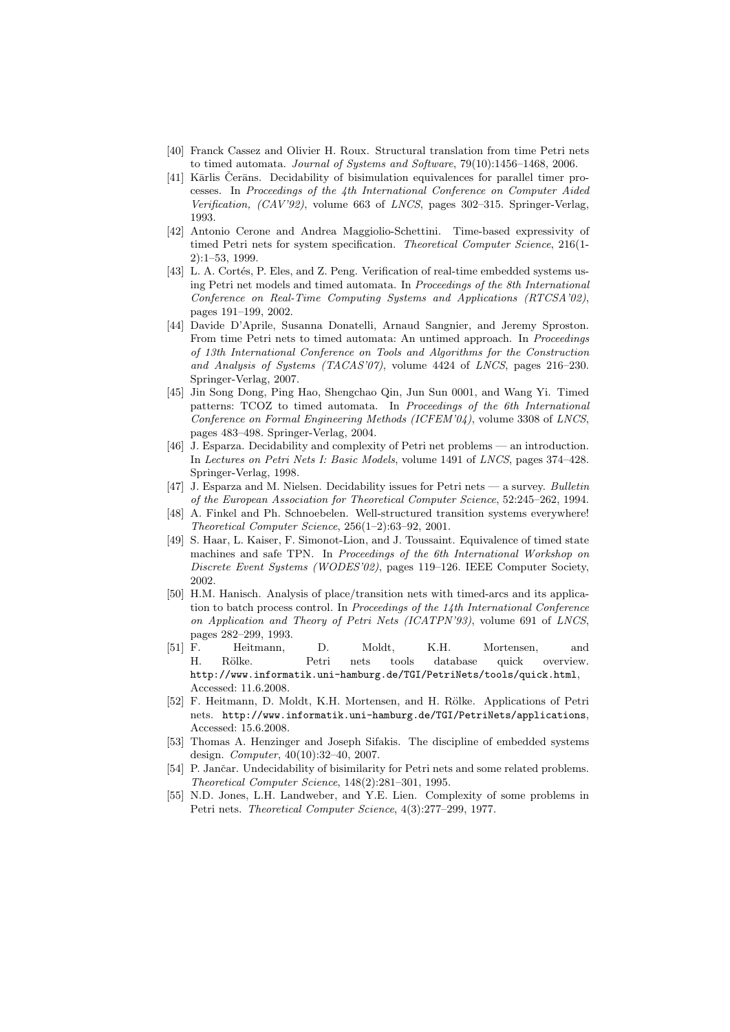[40] Franck Cassez and Olivier H. Roux. Structural translation from time Petri nets to timed automata. *Journal of Systems and Software*, 79(10):1456–1468, 2006.

[41] Kārlis Čerāns. Decidability of bisimulation equivalences for parallel timer processes. In *Proceedings of the 4th International Conference on Computer Aided Verification, (CAV'92)*, volume 663 of *LNCS*, pages 302–315. Springer-Verlag, 1993.

[42] Antonio Cerone and Andrea Maggiolio-Schettini. Time-based expressivity of timed Petri nets for system specification. *Theoretical Computer Science*, 216(1-2):1–53, 1999.

[43] L. A. Cortés, P. Eles, and Z. Peng. Verification of real-time embedded systems using Petri net models and timed automata. In *Proceedings of the 8th International Conference on Real-Time Computing Systems and Applications (RTCSA'02)*, pages 191–199, 2002.

[44] Davide D'Aprile, Susanna Donatelli, Arnaud Sangnier, and Jeremy Sproston. From time Petri nets to timed automata: An untimed approach. In *Proceedings of 13th International Conference on Tools and Algorithms for the Construction and Analysis of Systems (TACAS'07)*, volume 4424 of *LNCS*, pages 216–230. Springer-Verlag, 2007.

[45] Jin Song Dong, Ping Hao, Shengchao Qin, Jun Sun 0001, and Wang Yi. Timed patterns: TCOZ to timed automata. In *Proceedings of the 6th International Conference on Formal Engineering Methods (ICFEM'04)*, volume 3308 of *LNCS*, pages 483–498. Springer-Verlag, 2004.

[46] J. Esparza. Decidability and complexity of Petri net problems — an introduction. In *Lectures on Petri Nets I: Basic Models*, volume 1491 of *LNCS*, pages 374–428. Springer-Verlag, 1998.

[47] J. Esparza and M. Nielsen. Decidability issues for Petri nets — a survey. *Bulletin of the European Association for Theoretical Computer Science*, 52:245–262, 1994.

[48] A. Finkel and Ph. Schnoebelen. Well-structured transition systems everywhere! *Theoretical Computer Science*, 256(1–2):63–92, 2001.

[49] S. Haar, L. Kaiser, F. Simonot-Lion, and J. Toussaint. Equivalence of timed state machines and safe TPN. In *Proceedings of the 6th International Workshop on Discrete Event Systems (WODES'02)*, pages 119–126. IEEE Computer Society, 2002.

[50] H.M. Hanisch. Analysis of place/transition nets with timed-arcs and its application to batch process control. In *Proceedings of the 14th International Conference on Application and Theory of Petri Nets (ICATPN'93)*, volume 691 of *LNCS*, pages 282–299, 1993.

[51] F. Heitmann, D. Moldt, K.H. Mortensen, and H. Rölke. Petri nets tools database quick overview. `http://www.informatik.uni-hamburg.de/TGI/PetriNets/tools/quick.html`, Accessed: 11.6.2008.

[52] F. Heitmann, D. Moldt, K.H. Mortensen, and H. Rölke. Applications of Petri nets. `http://www.informatik.uni-hamburg.de/TGI/PetriNets/applications`, Accessed: 15.6.2008.

[53] Thomas A. Henzinger and Joseph Sifakis. The discipline of embedded systems design. *Computer*, 40(10):32–40, 2007.

[54] P. Jančar. Undecidability of bisimilarity for Petri nets and some related problems. *Theoretical Computer Science*, 148(2):281–301, 1995.

[55] N.D. Jones, L.H. Landweber, and Y.E. Lien. Complexity of some problems in Petri nets. *Theoretical Computer Science*, 4(3):277–299, 1977.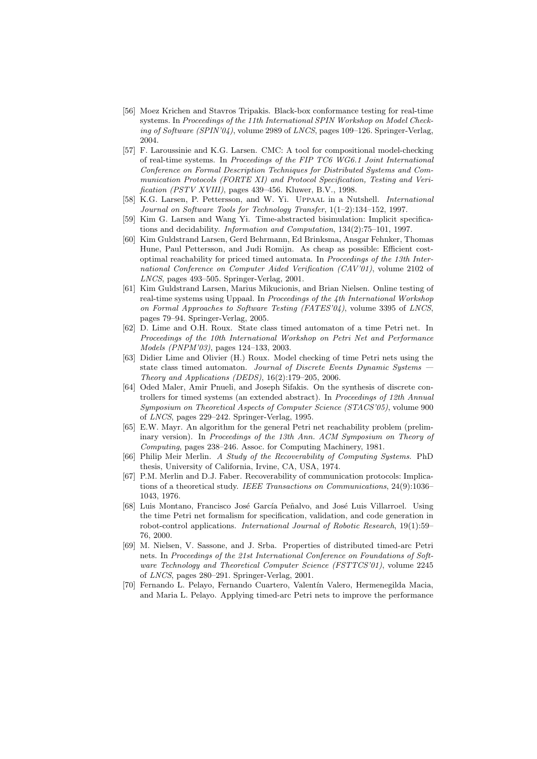- [56] Moez Krichen and Stavros Tripakis. Black-box conformance testing for real-time systems. In *Proceedings of the 11th International SPIN Workshop on Model Checking of Software (SPIN'04)*, volume 2989 of *LNCS*, pages 109–126. Springer-Verlag, 2004.
- [57] F. Laroussinie and K.G. Larsen. CMC: A tool for compositional model-checking of real-time systems. In *Proceedings of the FIP TC6 WG6.1 Joint International Conference on Formal Description Techniques for Distributed Systems and Communication Protocols (FORTE XI) and Protocol Specification, Testing and Verification (PSTV XVIII)*, pages 439–456. Kluwer, B.V., 1998.
- [58] K.G. Larsen, P. Pettersson, and W. Yi. Uppaal in a Nutshell. *International Journal on Software Tools for Technology Transfer*, 1(1–2):134–152, 1997.
- [59] Kim G. Larsen and Wang Yi. Time-abstracted bisimulation: Implicit specifications and decidability. *Information and Computation*, 134(2):75–101, 1997.
- [60] Kim Guldstrand Larsen, Gerd Behrmann, Ed Brinksma, Ansgar Fehnker, Thomas Hune, Paul Pettersson, and Judi Romijn. As cheap as possible: Efficient cost-optimal reachability for priced timed automata. In *Proceedings of the 13th International Conference on Computer Aided Verification (CAV'01)*, volume 2102 of *LNCS*, pages 493–505. Springer-Verlag, 2001.
- [61] Kim Guldstrand Larsen, Marius Mikucionis, and Brian Nielsen. Online testing of real-time systems using Uppaal. In *Proceedings of the 4th International Workshop on Formal Approaches to Software Testing (FATES'04)*, volume 3395 of *LNCS*, pages 79–94. Springer-Verlag, 2005.
- [62] D. Lime and O.H. Roux. State class timed automaton of a time Petri net. In *Proceedings of the 10th International Workshop on Petri Net and Performance Models (PNPM'03)*, pages 124–133, 2003.
- [63] Didier Lime and Olivier (H.) Roux. Model checking of time Petri nets using the state class timed automaton. *Journal of Discrete Events Dynamic Systems — Theory and Applications (DEDS)*, 16(2):179–205, 2006.
- [64] Oded Maler, Amir Pnueli, and Joseph Sifakis. On the synthesis of discrete controllers for timed systems (an extended abstract). In *Proceedings of 12th Annual Symposium on Theoretical Aspects of Computer Science (STACS'05)*, volume 900 of *LNCS*, pages 229–242. Springer-Verlag, 1995.
- [65] E.W. Mayr. An algorithm for the general Petri net reachability problem (preliminary version). In *Proceedings of the 13th Ann. ACM Symposium on Theory of Computing*, pages 238–246. Assoc. for Computing Machinery, 1981.
- [66] Philip Meir Merlin. *A Study of the Recoverability of Computing Systems*. PhD thesis, University of California, Irvine, CA, USA, 1974.
- [67] P.M. Merlin and D.J. Faber. Recoverability of communication protocols: Implications of a theoretical study. *IEEE Transactions on Communications*, 24(9):1036–1043, 1976.
- [68] Luis Montano, Francisco José García Peñalvo, and José Luis Villarroel. Using the time Petri net formalism for specification, validation, and code generation in robot-control applications. *International Journal of Robotic Research*, 19(1):59–76, 2000.
- [69] M. Nielsen, V. Sassone, and J. Srba. Properties of distributed timed-arc Petri nets. In *Proceedings of the 21st International Conference on Foundations of Software Technology and Theoretical Computer Science (FSTTCS'01)*, volume 2245 of *LNCS*, pages 280–291. Springer-Verlag, 2001.
- [70] Fernando L. Pelayo, Fernando Cuartero, Valentín Valero, Hermenegilda Macia, and Maria L. Pelayo. Applying timed-arc Petri nets to improve the performance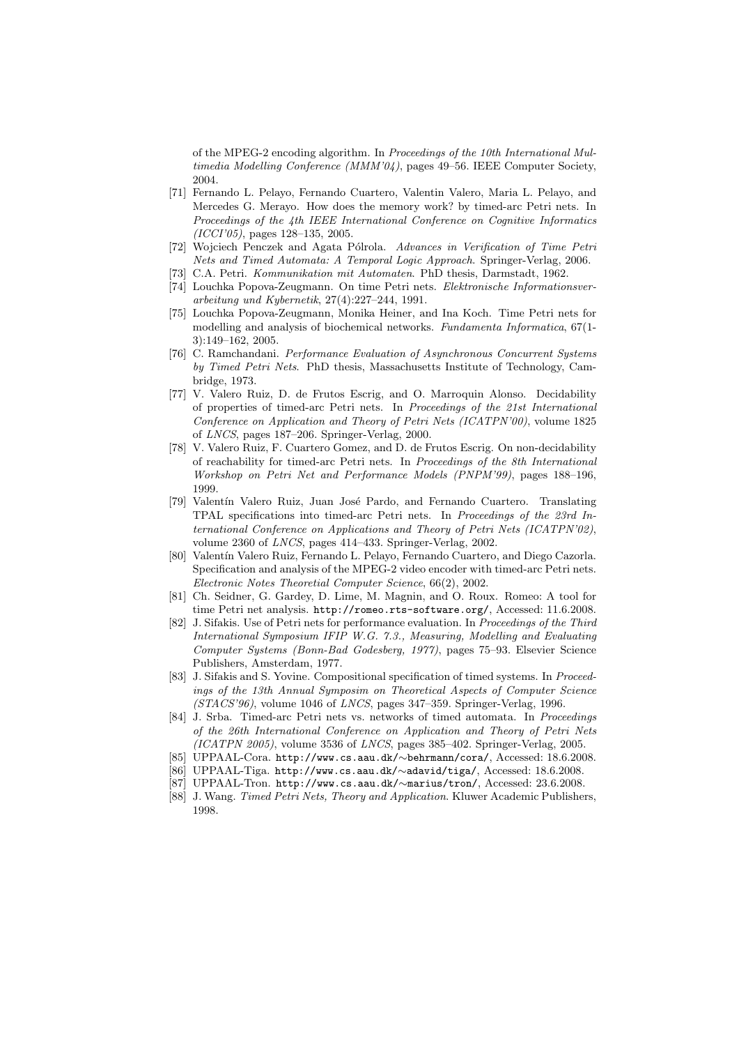of the MPEG-2 encoding algorithm. In *Proceedings of the 10th International Multimedia Modelling Conference (MMM'04)*, pages 49–56. IEEE Computer Society, 2004.

[71] Fernando L. Pelayo, Fernando Cuartero, Valentin Valero, Maria L. Pelayo, and Mercedes G. Merayo. How does the memory work? by timed-arc Petri nets. In *Proceedings of the 4th IEEE International Conference on Cognitive Informatics (ICCI'05)*, pages 128–135, 2005.

[72] Wojciech Penczek and Agata Pólrola. *Advances in Verification of Time Petri Nets and Timed Automata: A Temporal Logic Approach*. Springer-Verlag, 2006.

[73] C.A. Petri. *Kommunikation mit Automaten*. PhD thesis, Darmstadt, 1962.

[74] Louchka Popova-Zeugmann. On time Petri nets. *Elektronische Informationsverarbeitung und Kybernetik*, 27(4):227–244, 1991.

[75] Louchka Popova-Zeugmann, Monika Heiner, and Ina Koch. Time Petri nets for modelling and analysis of biochemical networks. *Fundamenta Informatica*, 67(1-3):149–162, 2005.

[76] C. Ramchandani. *Performance Evaluation of Asynchronous Concurrent Systems by Timed Petri Nets*. PhD thesis, Massachusetts Institute of Technology, Cambridge, 1973.

[77] V. Valero Ruiz, D. de Frutos Escrig, and O. Marroquin Alonso. Decidability of properties of timed-arc Petri nets. In *Proceedings of the 21st International Conference on Application and Theory of Petri Nets (ICATPN'00)*, volume 1825 of *LNCS*, pages 187–206. Springer-Verlag, 2000.

[78] V. Valero Ruiz, F. Cuartero Gomez, and D. de Frutos Escrig. On non-decidability of reachability for timed-arc Petri nets. In *Proceedings of the 8th International Workshop on Petri Net and Performance Models (PNPM'99)*, pages 188–196, 1999.

[79] Valentín Valero Ruiz, Juan José Pardo, and Fernando Cuartero. Translating TPAL specifications into timed-arc Petri nets. In *Proceedings of the 23rd International Conference on Applications and Theory of Petri Nets (ICATPN'02)*, volume 2360 of *LNCS*, pages 414–433. Springer-Verlag, 2002.

[80] Valentín Valero Ruiz, Fernando L. Pelayo, Fernando Cuartero, and Diego Cazorla. Specification and analysis of the MPEG-2 video encoder with timed-arc Petri nets. *Electronic Notes Theoretial Computer Science*, 66(2), 2002.

[81] Ch. Seidner, G. Gardey, D. Lime, M. Magnin, and O. Roux. Romeo: A tool for time Petri net analysis. `http://romeo.rts-software.org/`, Accessed: 11.6.2008.

[82] J. Sifakis. Use of Petri nets for performance evaluation. In *Proceedings of the Third International Symposium IFIP W.G. 7.3., Measuring, Modelling and Evaluating Computer Systems (Bonn-Bad Godesberg, 1977)*, pages 75–93. Elsevier Science Publishers, Amsterdam, 1977.

[83] J. Sifakis and S. Yovine. Compositional specification of timed systems. In *Proceedings of the 13th Annual Symposim on Theoretical Aspects of Computer Science (STACS'96)*, volume 1046 of *LNCS*, pages 347–359. Springer-Verlag, 1996.

[84] J. Srba. Timed-arc Petri nets vs. networks of timed automata. In *Proceedings of the 26th International Conference on Application and Theory of Petri Nets (ICATPN 2005)*, volume 3536 of *LNCS*, pages 385–402. Springer-Verlag, 2005.

[85] UPPAAL-Cora. `http://www.cs.aau.dk/~behrmann/cora/`, Accessed: 18.6.2008.

[86] UPPAAL-Tiga. `http://www.cs.aau.dk/~adavid/tiga/`, Accessed: 18.6.2008.

[87] UPPAAL-Tron. `http://www.cs.aau.dk/~marius/tron/`, Accessed: 23.6.2008.

[88] J. Wang. *Timed Petri Nets, Theory and Application*. Kluwer Academic Publishers, 1998.